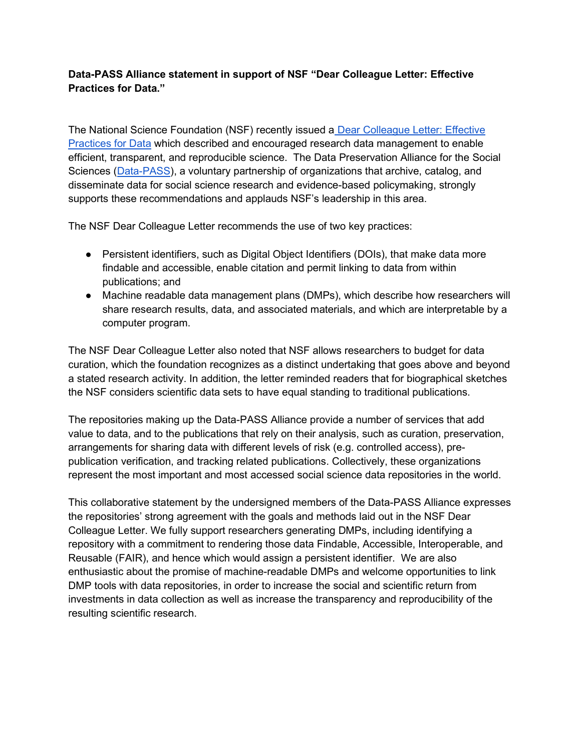**Data-PASS Alliance statement in support of NSF "Dear Colleague Letter: Effective Practices for Data."**

The National Science Foundation (NSF) recently issued a [Dear Colleague Letter: Effective Practices for Data](#) which described and encouraged research data management to enable efficient, transparent, and reproducible science. The Data Preservation Alliance for the Social Sciences ([Data-PASS](#)), a voluntary partnership of organizations that archive, catalog, and disseminate data for social science research and evidence-based policymaking, strongly supports these recommendations and applauds NSF's leadership in this area.

The NSF Dear Colleague Letter recommends the use of two key practices:

- Persistent identifiers, such as Digital Object Identifiers (DOIs), that make data more findable and accessible, enable citation and permit linking to data from within publications; and
- Machine readable data management plans (DMPs), which describe how researchers will share research results, data, and associated materials, and which are interpretable by a computer program.

The NSF Dear Colleague Letter also noted that NSF allows researchers to budget for data curation, which the foundation recognizes as a distinct undertaking that goes above and beyond a stated research activity. In addition, the letter reminded readers that for biographical sketches the NSF considers scientific data sets to have equal standing to traditional publications.

The repositories making up the Data-PASS Alliance provide a number of services that add value to data, and to the publications that rely on their analysis, such as curation, preservation, arrangements for sharing data with different levels of risk (e.g. controlled access), pre-publication verification, and tracking related publications. Collectively, these organizations represent the most important and most accessed social science data repositories in the world.

This collaborative statement by the undersigned members of the Data-PASS Alliance expresses the repositories' strong agreement with the goals and methods laid out in the NSF Dear Colleague Letter. We fully support researchers generating DMPs, including identifying a repository with a commitment to rendering those data Findable, Accessible, Interoperable, and Reusable (FAIR), and hence which would assign a persistent identifier. We are also enthusiastic about the promise of machine-readable DMPs and welcome opportunities to link DMP tools with data repositories, in order to increase the social and scientific return from investments in data collection as well as increase the transparency and reproducibility of the resulting scientific research.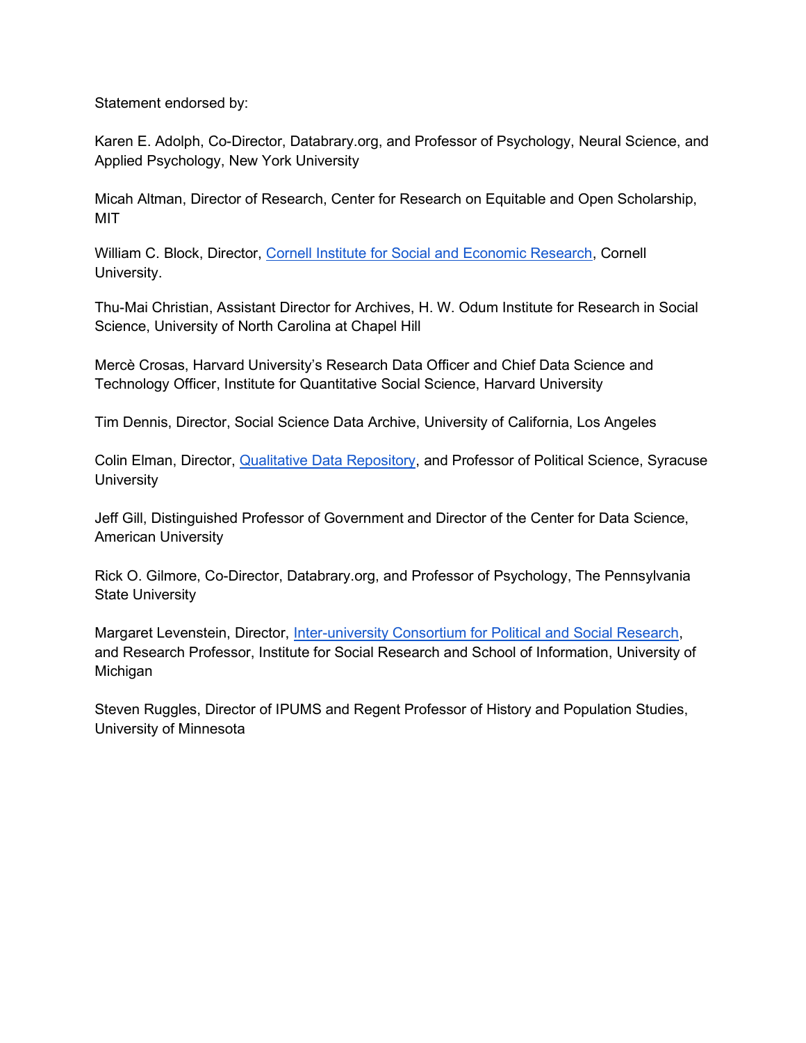Statement endorsed by:

Karen E. Adolph, Co-Director, Databrary.org, and Professor of Psychology, Neural Science, and Applied Psychology, New York University

Micah Altman, Director of Research, Center for Research on Equitable and Open Scholarship, MIT

William C. Block, Director, Cornell Institute for Social and Economic Research, Cornell University.

Thu-Mai Christian, Assistant Director for Archives, H. W. Odum Institute for Research in Social Science, University of North Carolina at Chapel Hill

Mercè Crosas, Harvard University's Research Data Officer and Chief Data Science and Technology Officer, Institute for Quantitative Social Science, Harvard University

Tim Dennis, Director, Social Science Data Archive, University of California, Los Angeles

Colin Elman, Director, Qualitative Data Repository, and Professor of Political Science, Syracuse University

Jeff Gill, Distinguished Professor of Government and Director of the Center for Data Science, American University

Rick O. Gilmore, Co-Director, Databrary.org, and Professor of Psychology, The Pennsylvania State University

Margaret Levenstein, Director, Inter-university Consortium for Political and Social Research, and Research Professor, Institute for Social Research and School of Information, University of Michigan

Steven Ruggles, Director of IPUMS and Regent Professor of History and Population Studies, University of Minnesota